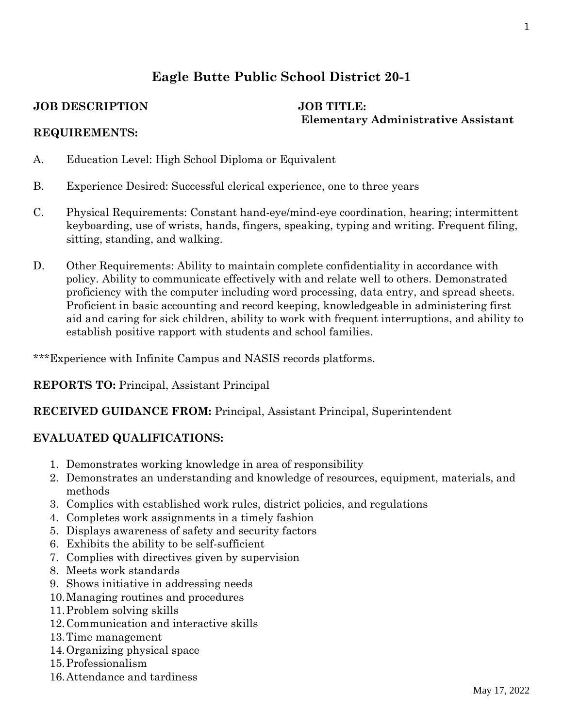# Eagle Butte Public School District 20-1

**JOB DESCRIPTION**

**JOB TITLE:**
**Elementary Administrative Assistant**

**REQUIREMENTS:**

A. Education Level: High School Diploma or Equivalent

B. Experience Desired: Successful clerical experience, one to three years

C. Physical Requirements: Constant hand-eye/mind-eye coordination, hearing; intermittent keyboarding, use of wrists, hands, fingers, speaking, typing and writing. Frequent filing, sitting, standing, and walking.

D. Other Requirements: Ability to maintain complete confidentiality in accordance with policy. Ability to communicate effectively with and relate well to others. Demonstrated proficiency with the computer including word processing, data entry, and spread sheets. Proficient in basic accounting and record keeping, knowledgeable in administering first aid and caring for sick children, ability to work with frequent interruptions, and ability to establish positive rapport with students and school families.

***Experience with Infinite Campus and NASIS records platforms.

**REPORTS TO:** Principal, Assistant Principal

**RECEIVED GUIDANCE FROM:** Principal, Assistant Principal, Superintendent

**EVALUATED QUALIFICATIONS:**

1. Demonstrates working knowledge in area of responsibility
2. Demonstrates an understanding and knowledge of resources, equipment, materials, and methods
3. Complies with established work rules, district policies, and regulations
4. Completes work assignments in a timely fashion
5. Displays awareness of safety and security factors
6. Exhibits the ability to be self-sufficient
7. Complies with directives given by supervision
8. Meets work standards
9. Shows initiative in addressing needs
10. Managing routines and procedures
11. Problem solving skills
12. Communication and interactive skills
13. Time management
14. Organizing physical space
15. Professionalism
16. Attendance and tardiness

May 17, 2022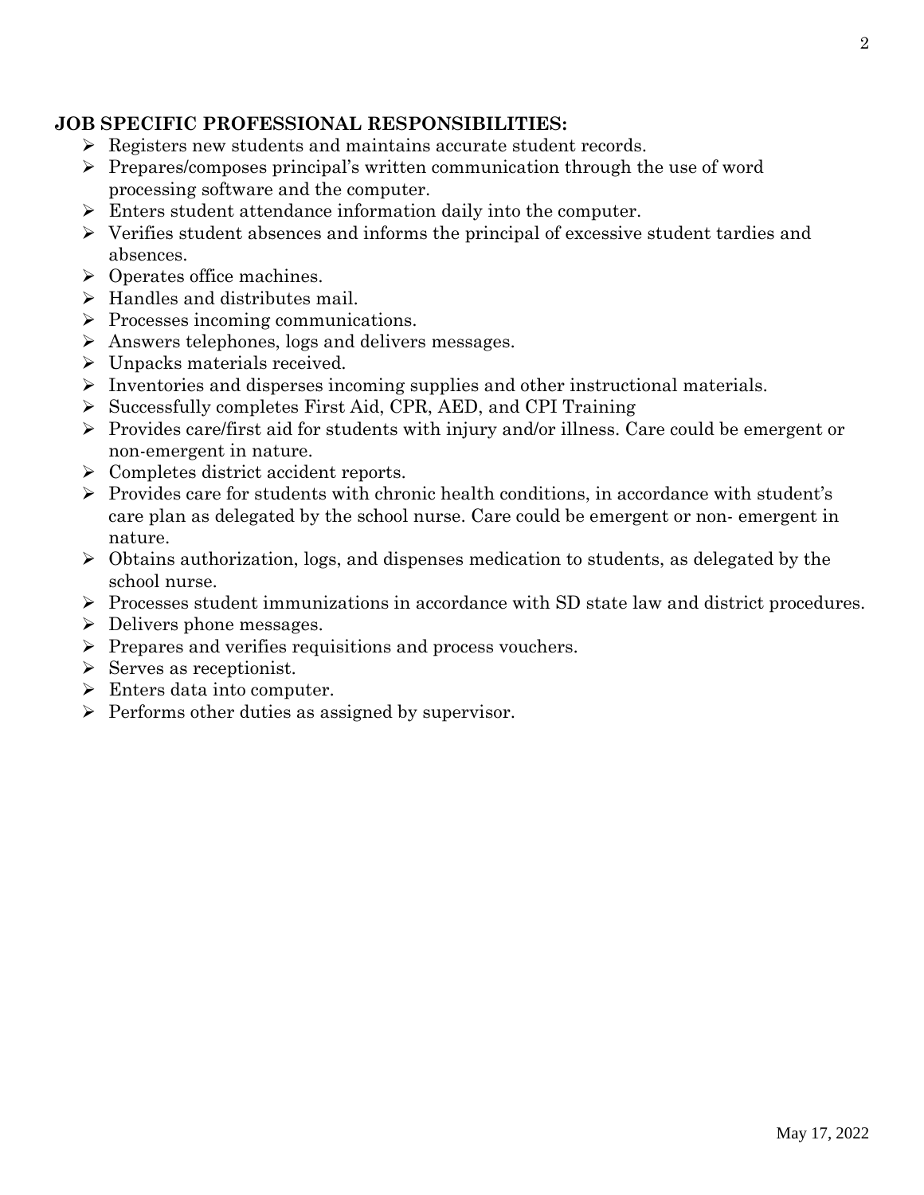**JOB SPECIFIC PROFESSIONAL RESPONSIBILITIES:**

- Registers new students and maintains accurate student records.
- Prepares/composes principal's written communication through the use of word processing software and the computer.
- Enters student attendance information daily into the computer.
- Verifies student absences and informs the principal of excessive student tardies and absences.
- Operates office machines.
- Handles and distributes mail.
- Processes incoming communications.
- Answers telephones, logs and delivers messages.
- Unpacks materials received.
- Inventories and disperses incoming supplies and other instructional materials.
- Successfully completes First Aid, CPR, AED, and CPI Training
- Provides care/first aid for students with injury and/or illness. Care could be emergent or non-emergent in nature.
- Completes district accident reports.
- Provides care for students with chronic health conditions, in accordance with student's care plan as delegated by the school nurse. Care could be emergent or non- emergent in nature.
- Obtains authorization, logs, and dispenses medication to students, as delegated by the school nurse.
- Processes student immunizations in accordance with SD state law and district procedures.
- Delivers phone messages.
- Prepares and verifies requisitions and process vouchers.
- Serves as receptionist.
- Enters data into computer.
- Performs other duties as assigned by supervisor.

May 17, 2022